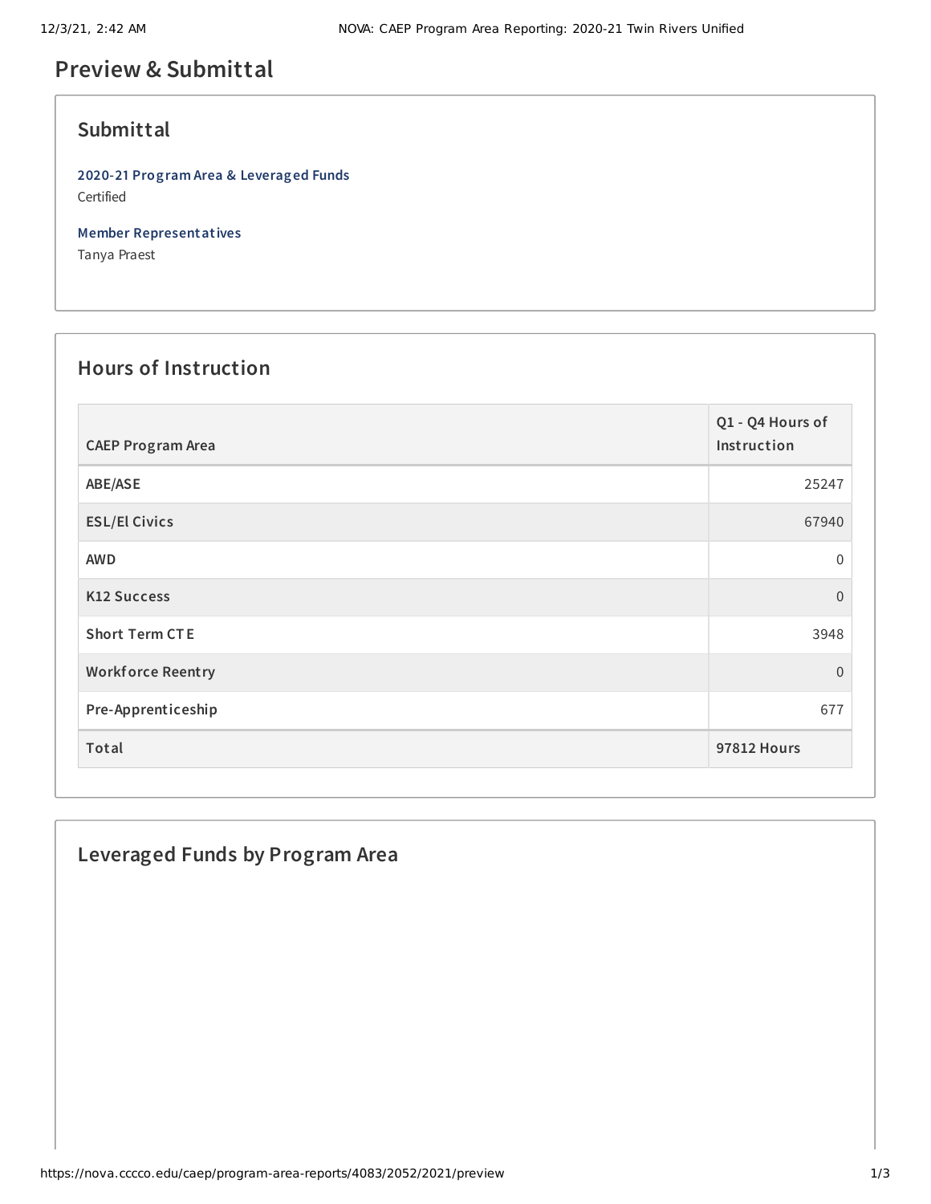# Preview & Submittal

## Submittal

**2020-21 Program Area & Leveraged Funds**
Certified

**Member Representatives**
Tanya Praest

## Hours of Instruction

| CAEP Program Area | Q1 - Q4 Hours of Instruction |
|---|---|
| ABE/ASE | 25247 |
| ESL/El Civics | 67940 |
| AWD | 0 |
| K12 Success | 0 |
| Short Term CTE | 3948 |
| Workforce Reentry | 0 |
| Pre-Apprenticeship | 677 |
| **Total** | **97812 Hours** |

## Leveraged Funds by Program Area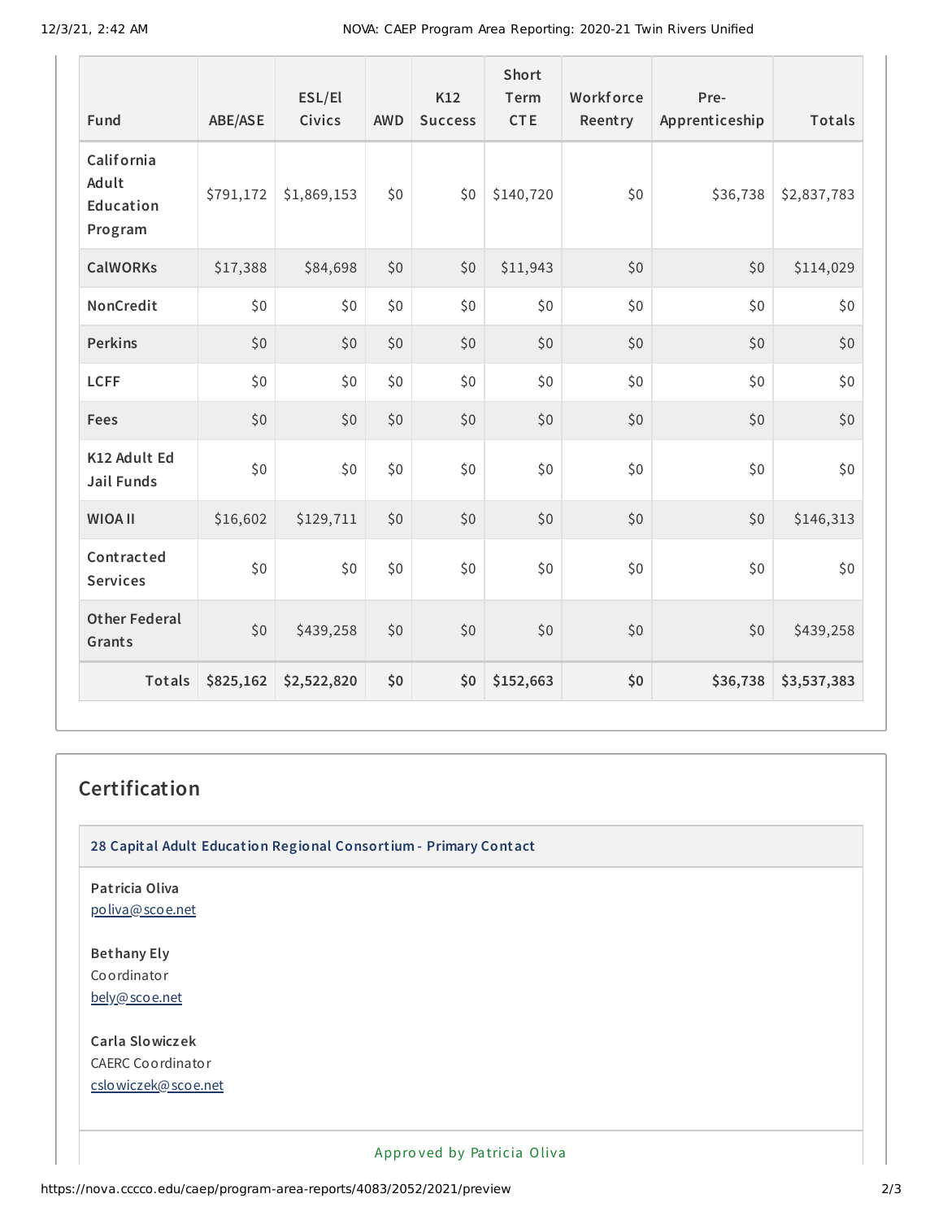| Fund | ABE/ASE | ESL/El Civics | AWD | K12 Success | Short Term CTE | Workforce Reentry | Pre-Apprenticeship | Totals |
|---|---|---|---|---|---|---|---|---|
| California Adult Education Program | $791,172 | $1,869,153 | $0 | $0 | $140,720 | $0 | $36,738 | $2,837,783 |
| CalWORKs | $17,388 | $84,698 | $0 | $0 | $11,943 | $0 | $0 | $114,029 |
| NonCredit | $0 | $0 | $0 | $0 | $0 | $0 | $0 | $0 |
| Perkins | $0 | $0 | $0 | $0 | $0 | $0 | $0 | $0 |
| LCFF | $0 | $0 | $0 | $0 | $0 | $0 | $0 | $0 |
| Fees | $0 | $0 | $0 | $0 | $0 | $0 | $0 | $0 |
| K12 Adult Ed Jail Funds | $0 | $0 | $0 | $0 | $0 | $0 | $0 | $0 |
| WIOA II | $16,602 | $129,711 | $0 | $0 | $0 | $0 | $0 | $146,313 |
| Contracted Services | $0 | $0 | $0 | $0 | $0 | $0 | $0 | $0 |
| Other Federal Grants | $0 | $439,258 | $0 | $0 | $0 | $0 | $0 | $439,258 |
| **Totals** | **$825,162** | **$2,522,820** | **$0** | **$0** | **$152,663** | **$0** | **$36,738** | **$3,537,383** |

## Certification

### 28 Capital Adult Education Regional Consortium - Primary Contact

**Patricia Oliva**
poliva@scoe.net

**Bethany Ely**
Coordinator
bely@scoe.net

**Carla Slowiczek**
CAERC Coordinator
cslowiczek@scoe.net

Approved by Patricia Oliva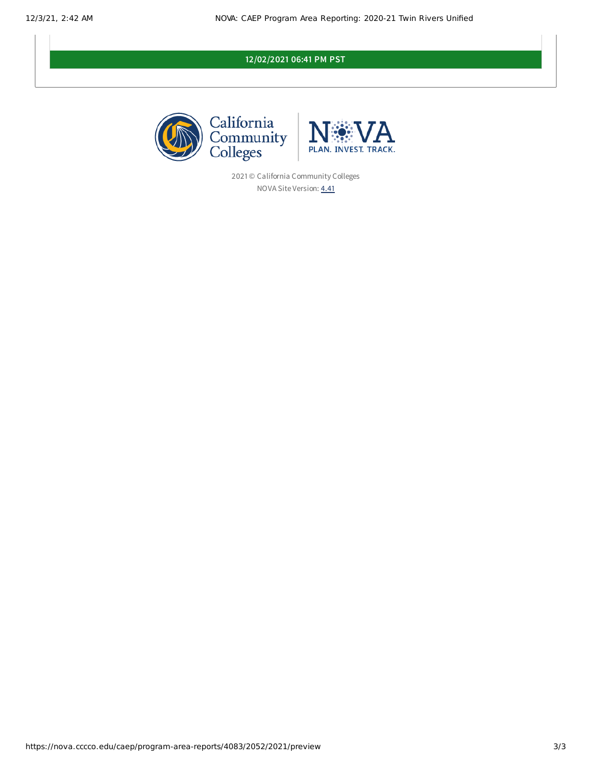12/02/2021 06:41 PM PST

California Community Colleges

NOVA
PLAN. INVEST. TRACK.

2021 © California Community Colleges

NOVA Site Version: 4.41